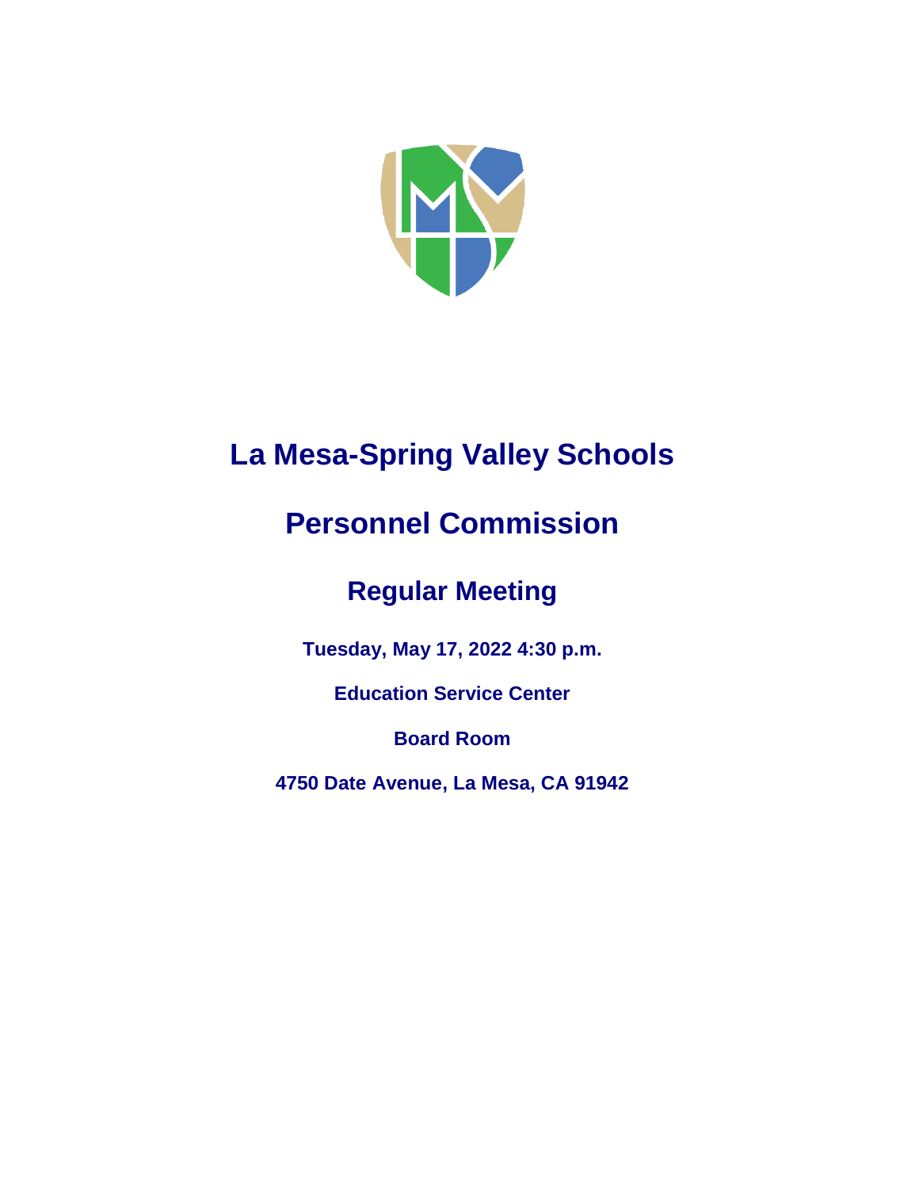# La Mesa-Spring Valley Schools

# Personnel Commission

## Regular Meeting

**Tuesday, May 17, 2022 4:30 p.m.**

**Education Service Center**

**Board Room**

**4750 Date Avenue, La Mesa, CA 91942**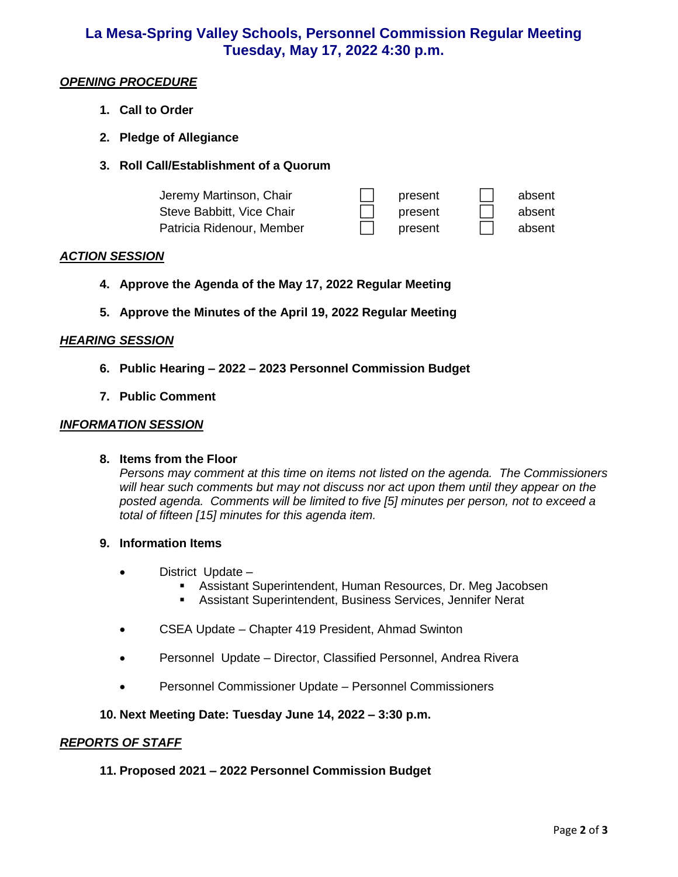# La Mesa-Spring Valley Schools, Personnel Commission Regular Meeting
# Tuesday, May 17, 2022 4:30 p.m.

***OPENING PROCEDURE***

1. **Call to Order**

2. **Pledge of Allegiance**

3. **Roll Call/Establishment of a Quorum**

| | | | | |
|---|---|---|---|---|
| Jeremy Martinson, Chair | ☐ | present | ☐ | absent |
| Steve Babbitt, Vice Chair | ☐ | present | ☐ | absent |
| Patricia Ridenour, Member | ☐ | present | ☐ | absent |

***ACTION SESSION***

4. **Approve the Agenda of the May 17, 2022 Regular Meeting**

5. **Approve the Minutes of the April 19, 2022 Regular Meeting**

***HEARING SESSION***

6. **Public Hearing – 2022 – 2023 Personnel Commission Budget**

7. **Public Comment**

***INFORMATION SESSION***

8. **Items from the Floor**
   *Persons may comment at this time on items not listed on the agenda. The Commissioners will hear such comments but may not discuss nor act upon them until they appear on the posted agenda. Comments will be limited to five [5] minutes per person, not to exceed a total of fifteen [15] minutes for this agenda item.*

9. **Information Items**

   - District Update –
     - Assistant Superintendent, Human Resources, Dr. Meg Jacobsen
     - Assistant Superintendent, Business Services, Jennifer Nerat
   - CSEA Update – Chapter 419 President, Ahmad Swinton
   - Personnel Update – Director, Classified Personnel, Andrea Rivera
   - Personnel Commissioner Update – Personnel Commissioners

10. **Next Meeting Date: Tuesday June 14, 2022 – 3:30 p.m.**

***REPORTS OF STAFF***

11. **Proposed 2021 – 2022 Personnel Commission Budget**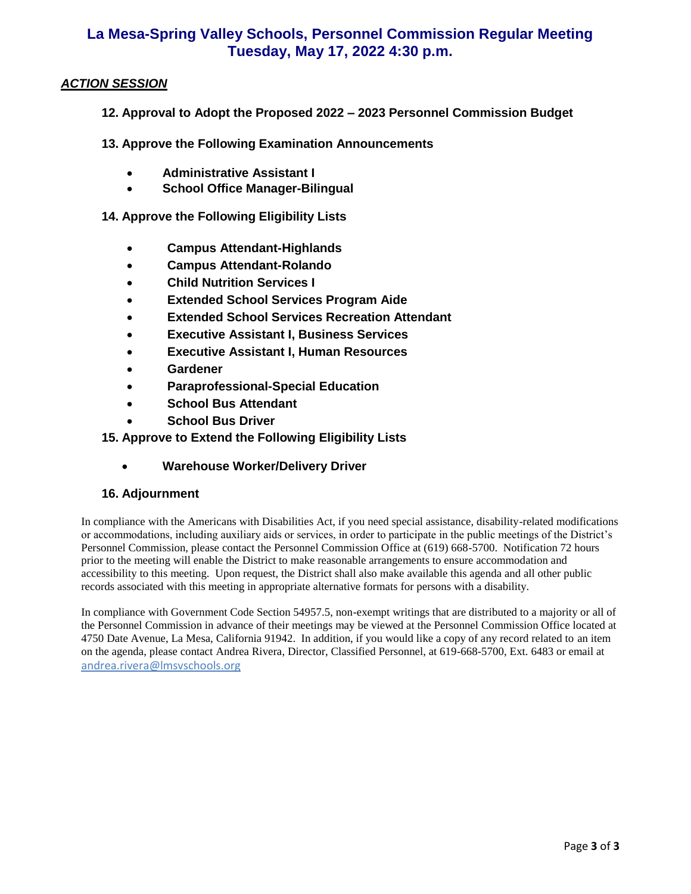# La Mesa-Spring Valley Schools, Personnel Commission Regular Meeting
# Tuesday, May 17, 2022 4:30 p.m.

***ACTION SESSION***

**12. Approval to Adopt the Proposed 2022 – 2023 Personnel Commission Budget**

**13. Approve the Following Examination Announcements**

- **Administrative Assistant I**
- **School Office Manager-Bilingual**

**14. Approve the Following Eligibility Lists**

- **Campus Attendant-Highlands**
- **Campus Attendant-Rolando**
- **Child Nutrition Services I**
- **Extended School Services Program Aide**
- **Extended School Services Recreation Attendant**
- **Executive Assistant I, Business Services**
- **Executive Assistant I, Human Resources**
- **Gardener**
- **Paraprofessional-Special Education**
- **School Bus Attendant**
- **School Bus Driver**

**15. Approve to Extend the Following Eligibility Lists**

- **Warehouse Worker/Delivery Driver**

**16. Adjournment**

In compliance with the Americans with Disabilities Act, if you need special assistance, disability-related modifications or accommodations, including auxiliary aids or services, in order to participate in the public meetings of the District's Personnel Commission, please contact the Personnel Commission Office at (619) 668-5700. Notification 72 hours prior to the meeting will enable the District to make reasonable arrangements to ensure accommodation and accessibility to this meeting. Upon request, the District shall also make available this agenda and all other public records associated with this meeting in appropriate alternative formats for persons with a disability.

In compliance with Government Code Section 54957.5, non-exempt writings that are distributed to a majority or all of the Personnel Commission in advance of their meetings may be viewed at the Personnel Commission Office located at 4750 Date Avenue, La Mesa, California 91942. In addition, if you would like a copy of any record related to an item on the agenda, please contact Andrea Rivera, Director, Classified Personnel, at 619-668-5700, Ext. 6483 or email at andrea.rivera@lmsvschools.org